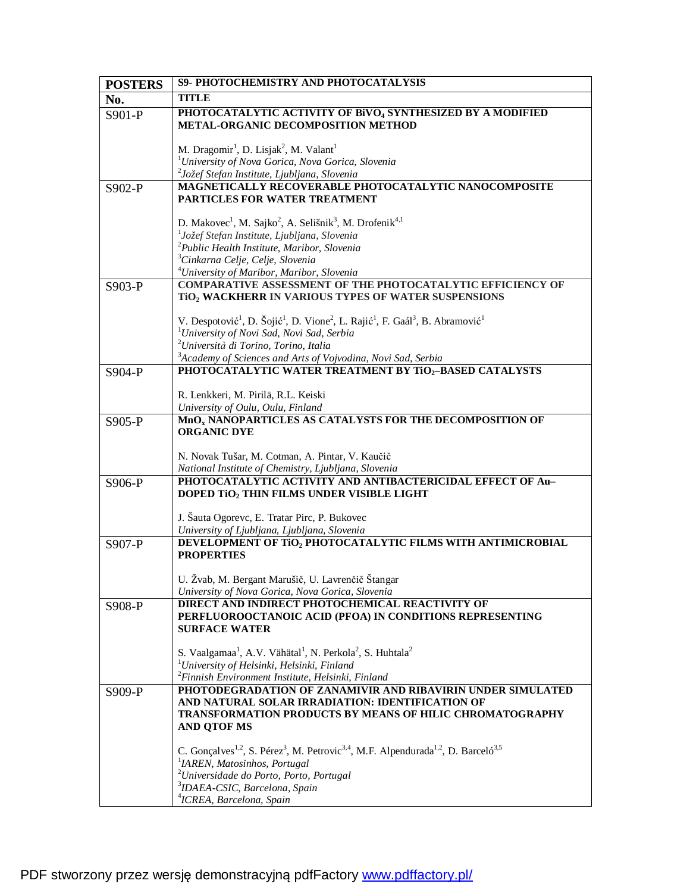| POSTERS | S9- PHOTOCHEMISTRY AND PHOTOCATALYSIS |
|---|---|
| **No.** | **TITLE** |
| S901-P | **PHOTOCATALYTIC ACTIVITY OF $BiVO_4$ SYNTHESIZED BY A MODIFIED METAL-ORGANIC DECOMPOSITION METHOD**<br><br>M. Dragomir[1], D. Lisjak[2], M. Valant[1]<br>[1]*University of Nova Gorica, Nova Gorica, Slovenia*<br>[2]*Jožef Stefan Institute, Ljubljana, Slovenia* |
| S902-P | **MAGNETICALLY RECOVERABLE PHOTOCATALYTIC NANOCOMPOSITE PARTICLES FOR WATER TREATMENT**<br><br>D. Makovec[1], M. Sajko[2], A. Selišnik[3], M. Drofenik[4,1]<br>[1]*Jožef Stefan Institute, Ljubljana, Slovenia*<br>[2]*Public Health Institute, Maribor, Slovenia*<br>[3]*Cinkarna Celje, Celje, Slovenia*<br>[4]*University of Maribor, Maribor, Slovenia* |
| S903-P | **COMPARATIVE ASSESSMENT OF THE PHOTOCATALYTIC EFFICIENCY OF $TiO_2$ WACKHERR IN VARIOUS TYPES OF WATER SUSPENSIONS**<br><br>V. Despotović[1], D. Šojić[1], D. Vione[2], L. Rajić[1], F. Gaál[3], B. Abramović[1]<br>[1]*University of Novi Sad, Novi Sad, Serbia*<br>[2]*Università di Torino, Torino, Italia*<br>[3]*Academy of Sciences and Arts of Vojvodina, Novi Sad, Serbia* |
| S904-P | **PHOTOCATALYTIC WATER TREATMENT BY $TiO_2$–BASED CATALYSTS**<br><br>R. Lenkkeri, M. Pirilä, R.L. Keiski<br>*University of Oulu, Oulu, Finland* |
| S905-P | **$MnO_x$ NANOPARTICLES AS CATALYSTS FOR THE DECOMPOSITION OF ORGANIC DYE**<br><br>N. Novak Tušar, M. Cotman, A. Pintar, V. Kaučič<br>*National Institute of Chemistry, Ljubljana, Slovenia* |
| S906-P | **PHOTOCATALYTIC ACTIVITY AND ANTIBACTERICIDAL EFFECT OF Au–DOPED $TiO_2$ THIN FILMS UNDER VISIBLE LIGHT**<br><br>J. Šauta Ogorevc, E. Tratar Pirc, P. Bukovec<br>*University of Ljubljana, Ljubljana, Slovenia* |
| S907-P | **DEVELOPMENT OF $TiO_2$ PHOTOCATALYTIC FILMS WITH ANTIMICROBIAL PROPERTIES**<br><br>U. Žvab, M. Bergant Marušič, U. Lavrenčič Štangar<br>*University of Nova Gorica, Nova Gorica, Slovenia* |
| S908-P | **DIRECT AND INDIRECT PHOTOCHEMICAL REACTIVITY OF PERFLUOROOCTANOIC ACID (PFOA) IN CONDITIONS REPRESENTING SURFACE WATER**<br><br>S. Vaalgamaa[1], A.V. Vähätal[1], N. Perkola[2], S. Huhtala[2]<br>[1]*University of Helsinki, Helsinki, Finland*<br>[2]*Finnish Environment Institute, Helsinki, Finland* |
| S909-P | **PHOTODEGRADATION OF ZANAMIVIR AND RIBAVIRIN UNDER SIMULATED AND NATURAL SOLAR IRRADIATION: IDENTIFICATION OF TRANSFORMATION PRODUCTS BY MEANS OF HILIC CHROMATOGRAPHY AND QTOF MS**<br><br>C. Gonçalves[1,2], S. Pérez[3], M. Petrovic[3,4], M.F. Alpendurada[1,2], D. Barceló[3,5]<br>[1]*IAREN, Matosinhos, Portugal*<br>[2]*Universidade do Porto, Porto, Portugal*<br>[3]*IDAEA-CSIC, Barcelona, Spain*<br>[4]*ICREA, Barcelona, Spain* |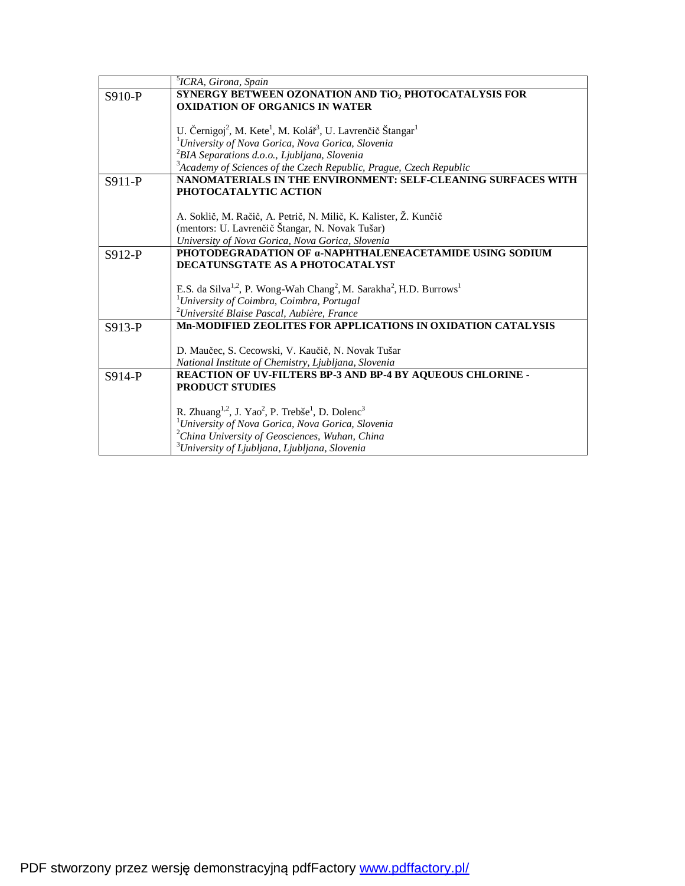| | |
|---|---|
| | [5]*ICRA, Girona, Spain* |
| S910-P | **SYNERGY BETWEEN OZONATION AND $TiO_2$ PHOTOCATALYSIS FOR OXIDATION OF ORGANICS IN WATER**<br><br>U. Černigoj[2], M. Kete[1], M. Kolář[3], U. Lavrenčič Štangar[1]<br>[1]*University of Nova Gorica, Nova Gorica, Slovenia*<br>[2]*BIA Separations d.o.o., Ljubljana, Slovenia*<br>[3]*Academy of Sciences of the Czech Republic, Prague, Czech Republic* |
| S911-P | **NANOMATERIALS IN THE ENVIRONMENT: SELF-CLEANING SURFACES WITH PHOTOCATALYTIC ACTION**<br><br>A. Soklič, M. Račič, A. Petrič, N. Milič, K. Kalister, Ž. Kunčič<br>(mentors: U. Lavrenčič Štangar, N. Novak Tušar)<br>*University of Nova Gorica, Nova Gorica, Slovenia* |
| S912-P | **PHOTODEGRADATION OF α-NAPHTHALENEACETAMIDE USING SODIUM DECATUNSGTATE AS A PHOTOCATALYST**<br><br>E.S. da Silva[1,2], P. Wong-Wah Chang[2], M. Sarakha[2], H.D. Burrows[1]<br>[1]*University of Coimbra, Coimbra, Portugal*<br>[2]*Université Blaise Pascal, Aubière, France* |
| S913-P | **Mn-MODIFIED ZEOLITES FOR APPLICATIONS IN OXIDATION CATALYSIS**<br><br>D. Maučec, S. Cecowski, V. Kaučič, N. Novak Tušar<br>*National Institute of Chemistry, Ljubljana, Slovenia* |
| S914-P | **REACTION OF UV-FILTERS BP-3 AND BP-4 BY AQUEOUS CHLORINE - PRODUCT STUDIES**<br><br>R. Zhuang[1,2], J. Yao[2], P. Trebše[1], D. Dolenc[3]<br>[1]*University of Nova Gorica, Nova Gorica, Slovenia*<br>[2]*China University of Geosciences, Wuhan, China*<br>[3]*University of Ljubljana, Ljubljana, Slovenia* |